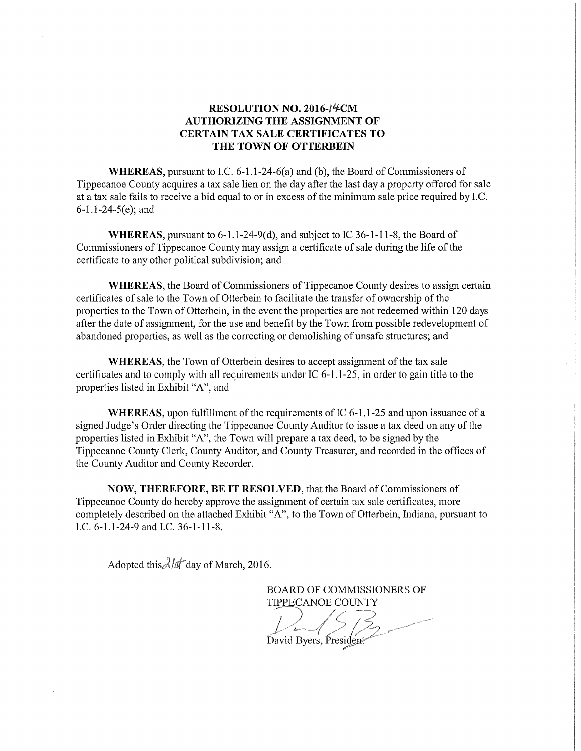# RESOLUTION NO. 2016-14CM
# AUTHORIZING THE ASSIGNMENT OF CERTAIN TAX SALE CERTIFICATES TO THE TOWN OF OTTERBEIN

**WHEREAS**, pursuant to I.C. 6-1.1-24-6(a) and (b), the Board of Commissioners of Tippecanoe County acquires a tax sale lien on the day after the last day a property offered for sale at a tax sale fails to receive a bid equal to or in excess of the minimum sale price required by I.C. 6-1.1-24-5(e); and

**WHEREAS**, pursuant to 6-1.1-24-9(d), and subject to IC 36-1-11-8, the Board of Commissioners of Tippecanoe County may assign a certificate of sale during the life of the certificate to any other political subdivision; and

**WHEREAS**, the Board of Commissioners of Tippecanoe County desires to assign certain certificates of sale to the Town of Otterbein to facilitate the transfer of ownership of the properties to the Town of Otterbein, in the event the properties are not redeemed within 120 days after the date of assignment, for the use and benefit by the Town from possible redevelopment of abandoned properties, as well as the correcting or demolishing of unsafe structures; and

**WHEREAS**, the Town of Otterbein desires to accept assignment of the tax sale certificates and to comply with all requirements under IC 6-1.1-25, in order to gain title to the properties listed in Exhibit "A", and

**WHEREAS**, upon fulfillment of the requirements of IC 6-1.1-25 and upon issuance of a signed Judge's Order directing the Tippecanoe County Auditor to issue a tax deed on any of the properties listed in Exhibit "A", the Town will prepare a tax deed, to be signed by the Tippecanoe County Clerk, County Auditor, and County Treasurer, and recorded in the offices of the County Auditor and County Recorder.

**NOW, THEREFORE, BE IT RESOLVED**, that the Board of Commissioners of Tippecanoe County do hereby approve the assignment of certain tax sale certificates, more completely described on the attached Exhibit "A", to the Town of Otterbein, Indiana, pursuant to I.C. 6-1.1-24-9 and I.C. 36-1-11-8.

Adopted this 21st day of March, 2016.

BOARD OF COMMISSIONERS OF TIPPECANOE COUNTY

David Byers, President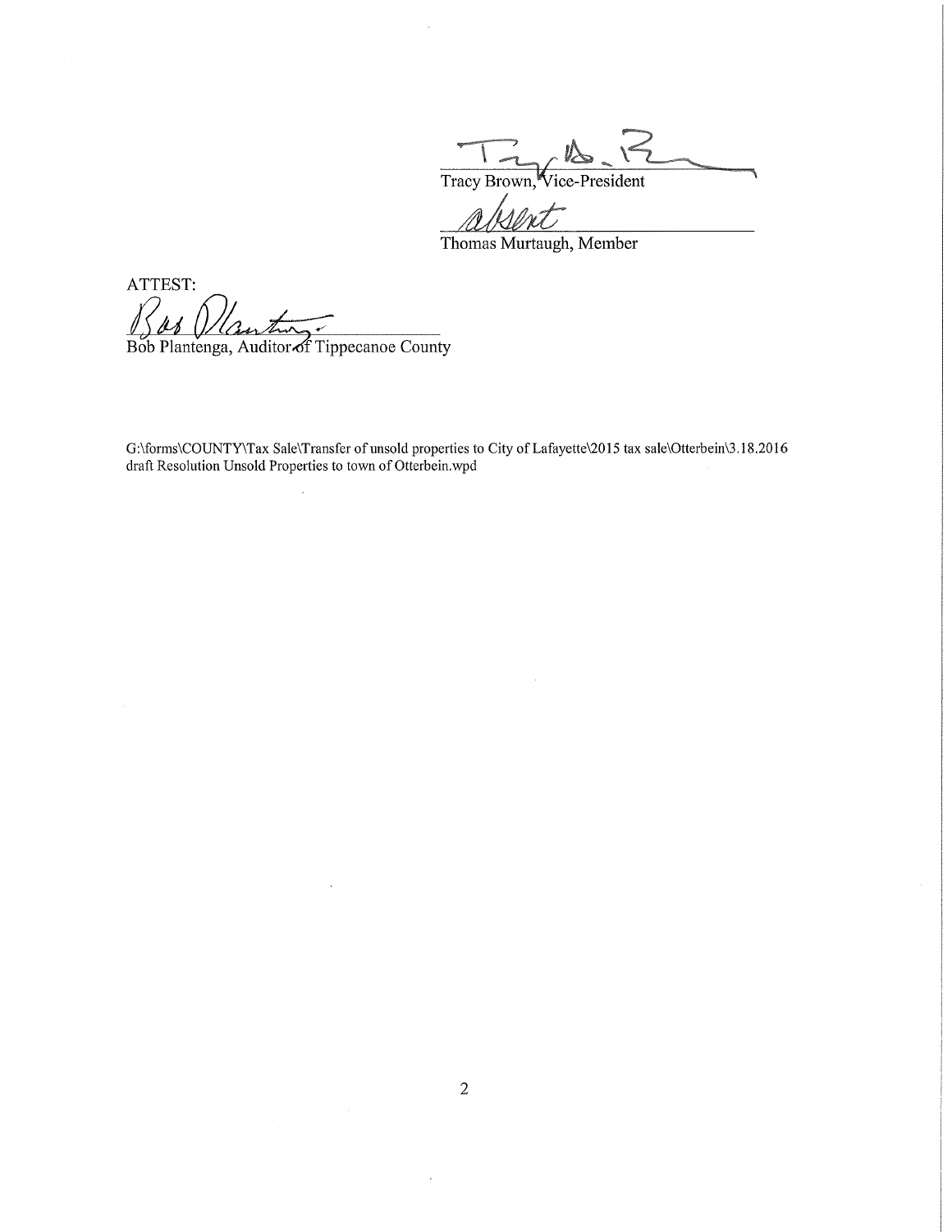Tracy Brown, Vice-President

*absent*

Thomas Murtaugh, Member

ATTEST:

Bob Plantenga, Auditor of Tippecanoe County

G:\forms\COUNTY\Tax Sale\Transfer of unsold properties to City of Lafayette\2015 tax sale\Otterbein\3.18.2016 draft Resolution Unsold Properties to town of Otterbein.wpd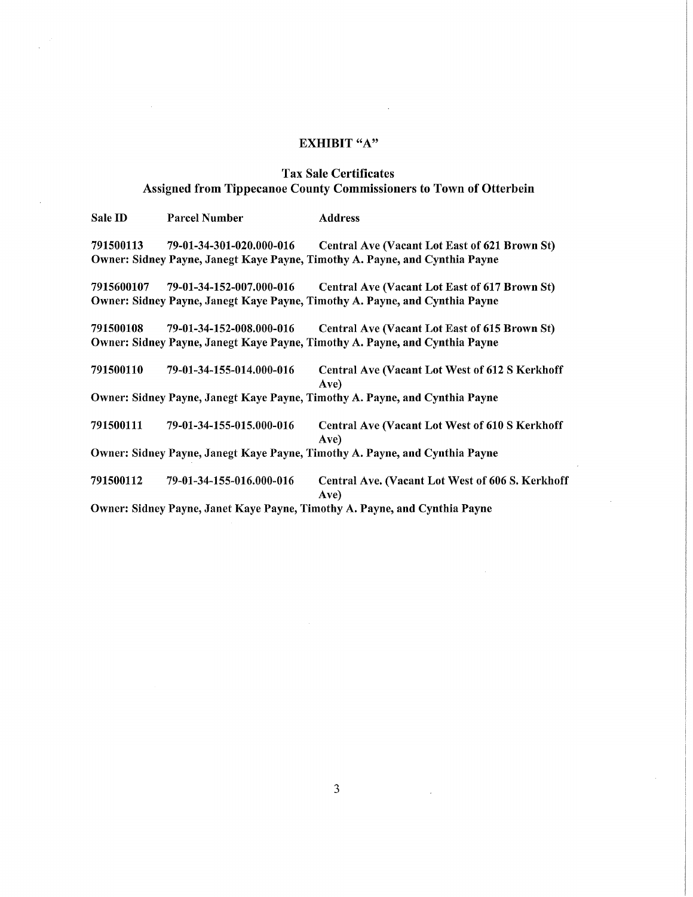# EXHIBIT "A"

## Tax Sale Certificates
## Assigned from Tippecanoe County Commissioners to Town of Otterbein

| Sale ID | Parcel Number | Address |
|---|---|---|
| 791500113 | 79-01-34-301-020.000-016 | Central Ave (Vacant Lot East of 621 Brown St) |
| Owner: Sidney Payne, Janegt Kaye Payne, Timothy A. Payne, and Cynthia Payne | | |
| 7915600107 | 79-01-34-152-007.000-016 | Central Ave (Vacant Lot East of 617 Brown St) |
| Owner: Sidney Payne, Janegt Kaye Payne, Timothy A. Payne, and Cynthia Payne | | |
| 791500108 | 79-01-34-152-008.000-016 | Central Ave (Vacant Lot East of 615 Brown St) |
| Owner: Sidney Payne, Janegt Kaye Payne, Timothy A. Payne, and Cynthia Payne | | |
| 791500110 | 79-01-34-155-014.000-016 | Central Ave (Vacant Lot West of 612 S Kerkhoff Ave) |
| Owner: Sidney Payne, Janegt Kaye Payne, Timothy A. Payne, and Cynthia Payne | | |
| 791500111 | 79-01-34-155-015.000-016 | Central Ave (Vacant Lot West of 610 S Kerkhoff Ave) |
| Owner: Sidney Payne, Janegt Kaye Payne, Timothy A. Payne, and Cynthia Payne | | |
| 791500112 | 79-01-34-155-016.000-016 | Central Ave. (Vacant Lot West of 606 S. Kerkhoff Ave) |
| Owner: Sidney Payne, Janet Kaye Payne, Timothy A. Payne, and Cynthia Payne | | |